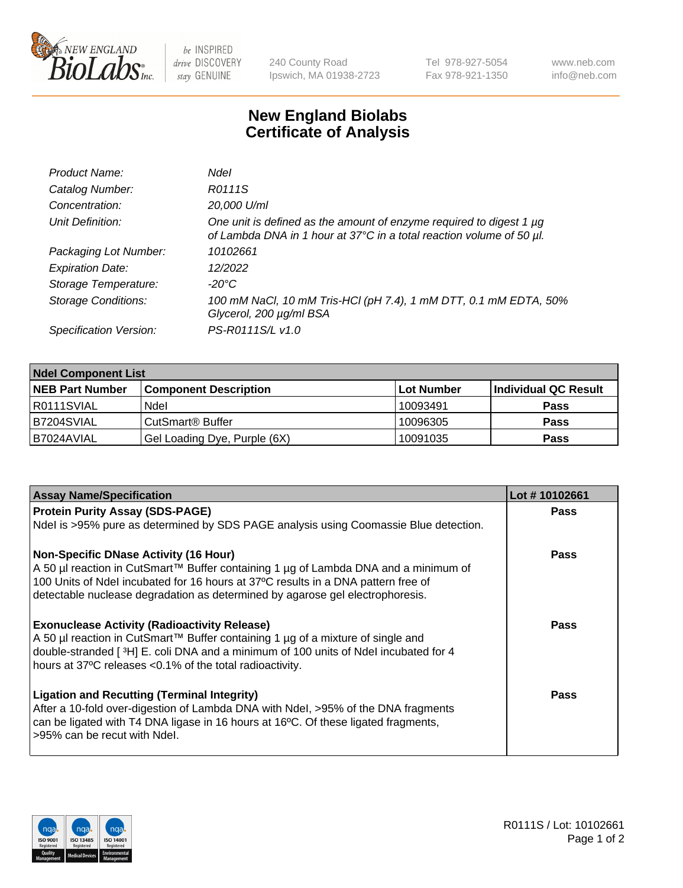New England BioLabs Inc. — be INSPIRED drive DISCOVERY stay GENUINE

240 County Road
Ipswich, MA 01938-2723

Tel 978-927-5054
Fax 978-921-1350

www.neb.com
info@neb.com

# New England Biolabs Certificate of Analysis

| | |
|---|---|
| *Product Name:* | *NdeI* |
| *Catalog Number:* | *R0111S* |
| *Concentration:* | *20,000 U/ml* |
| *Unit Definition:* | *One unit is defined as the amount of enzyme required to digest 1 µg of Lambda DNA in 1 hour at 37°C in a total reaction volume of 50 µl.* |
| *Packaging Lot Number:* | *10102661* |
| *Expiration Date:* | *12/2022* |
| *Storage Temperature:* | *-20°C* |
| *Storage Conditions:* | *100 mM NaCl, 10 mM Tris-HCl (pH 7.4), 1 mM DTT, 0.1 mM EDTA, 50% Glycerol, 200 µg/ml BSA* |
| *Specification Version:* | *PS-R0111S/L v1.0* |

| NdeI Component List | | | |
|---|---|---|---|
| **NEB Part Number** | **Component Description** | **Lot Number** | **Individual QC Result** |
| R0111SVIAL | NdeI | 10093491 | **Pass** |
| B7204SVIAL | CutSmart® Buffer | 10096305 | **Pass** |
| B7024AVIAL | Gel Loading Dye, Purple (6X) | 10091035 | **Pass** |

| Assay Name/Specification | Lot # 10102661 |
|---|---|
| **Protein Purity Assay (SDS-PAGE)**<br>NdeI is >95% pure as determined by SDS PAGE analysis using Coomassie Blue detection. | **Pass** |
| **Non-Specific DNase Activity (16 Hour)**<br>A 50 µl reaction in CutSmart™ Buffer containing 1 µg of Lambda DNA and a minimum of 100 Units of NdeI incubated for 16 hours at 37ºC results in a DNA pattern free of detectable nuclease degradation as determined by agarose gel electrophoresis. | **Pass** |
| **Exonuclease Activity (Radioactivity Release)**<br>A 50 µl reaction in CutSmart™ Buffer containing 1 µg of a mixture of single and double-stranded [ $^3$H] E. coli DNA and a minimum of 100 units of NdeI incubated for 4 hours at 37ºC releases <0.1% of the total radioactivity. | **Pass** |
| **Ligation and Recutting (Terminal Integrity)**<br>After a 10-fold over-digestion of Lambda DNA with NdeI, >95% of the DNA fragments can be ligated with T4 DNA ligase in 16 hours at 16ºC. Of these ligated fragments, >95% can be recut with NdeI. | **Pass** |

R0111S / Lot: 10102661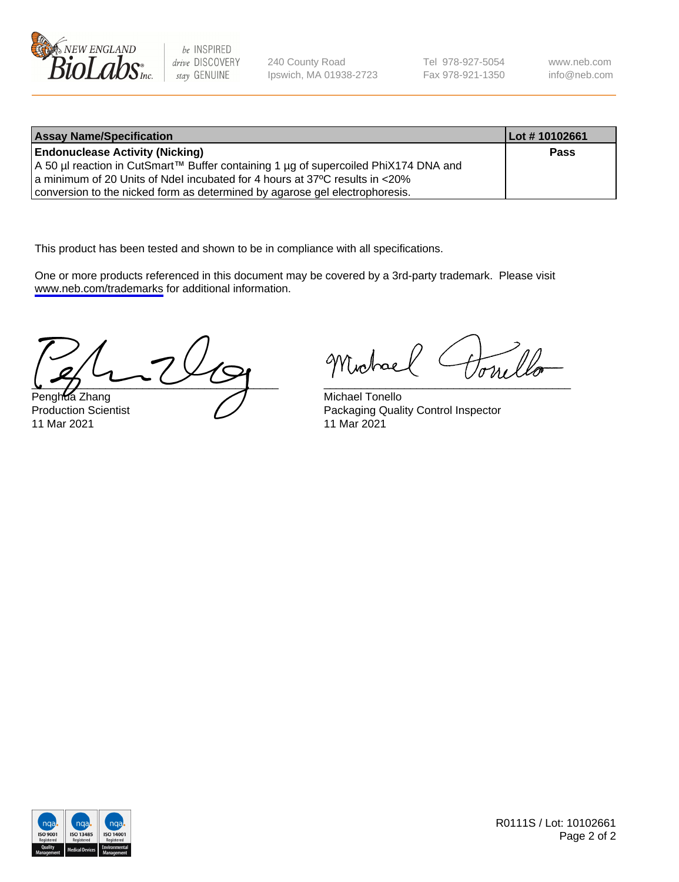| Assay Name/Specification | Lot # 10102661 |
| --- | --- |
| **Endonuclease Activity (Nicking)**<br>A 50 µl reaction in CutSmart™ Buffer containing 1 µg of supercoiled PhiX174 DNA and a minimum of 20 Units of NdeI incubated for 4 hours at 37ºC results in <20% conversion to the nicked form as determined by agarose gel electrophoresis. | **Pass** |

This product has been tested and shown to be in compliance with all specifications.

One or more products referenced in this document may be covered by a 3rd-party trademark. Please visit www.neb.com/trademarks for additional information.

Penghua Zhang
Production Scientist
11 Mar 2021

Michael Tonello
Packaging Quality Control Inspector
11 Mar 2021

R0111S / Lot: 10102661